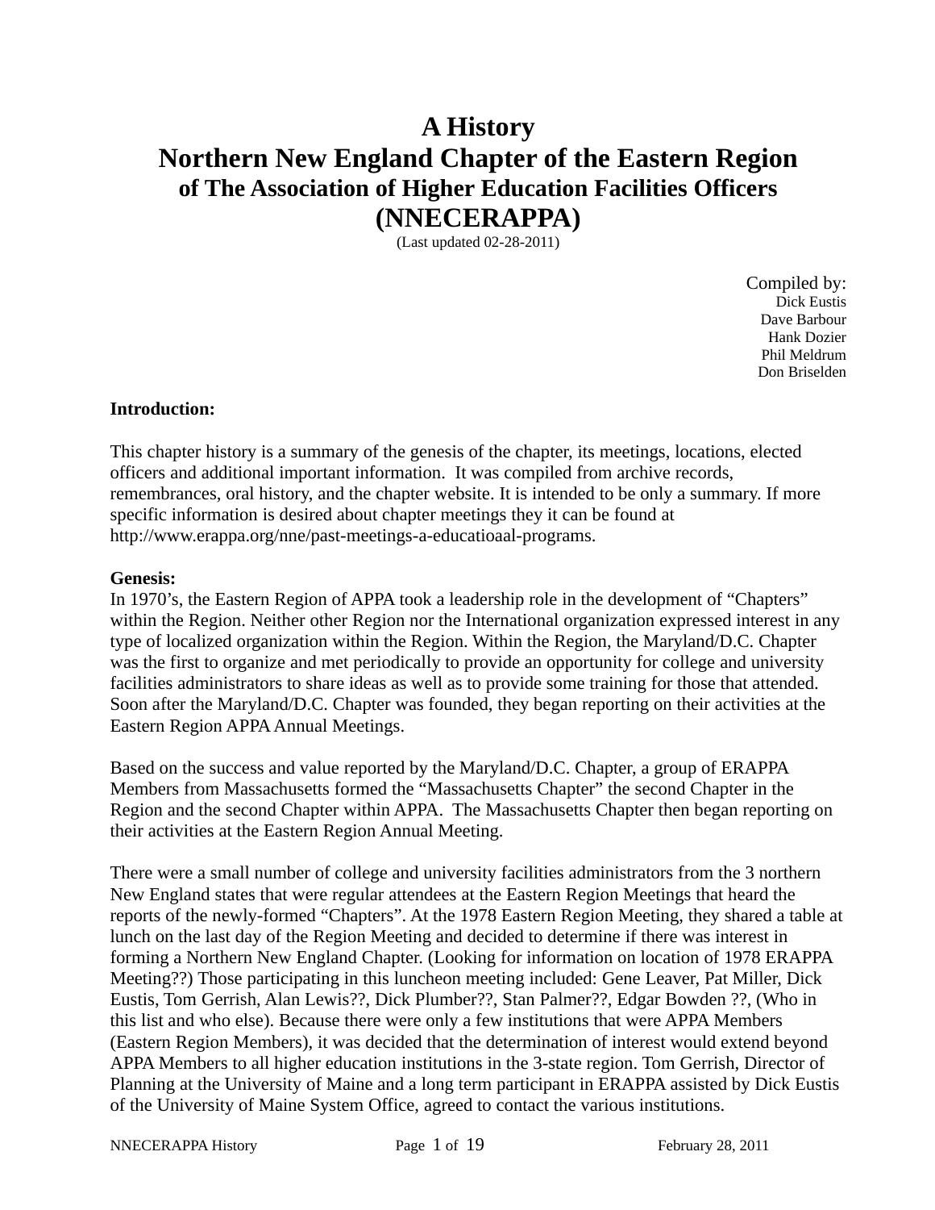# A History
# Northern New England Chapter of the Eastern Region
## of The Association of Higher Education Facilities Officers
# (NNECERAPPA)

(Last updated 02-28-2011)

Compiled by:
Dick Eustis
Dave Barbour
Hank Dozier
Phil Meldrum
Don Briselden

**Introduction:**

This chapter history is a summary of the genesis of the chapter, its meetings, locations, elected officers and additional important information. It was compiled from archive records, remembrances, oral history, and the chapter website. It is intended to be only a summary. If more specific information is desired about chapter meetings they it can be found at http://www.erappa.org/nne/past-meetings-a-educatioaal-programs.

**Genesis:**

In 1970's, the Eastern Region of APPA took a leadership role in the development of "Chapters" within the Region. Neither other Region nor the International organization expressed interest in any type of localized organization within the Region. Within the Region, the Maryland/D.C. Chapter was the first to organize and met periodically to provide an opportunity for college and university facilities administrators to share ideas as well as to provide some training for those that attended. Soon after the Maryland/D.C. Chapter was founded, they began reporting on their activities at the Eastern Region APPA Annual Meetings.

Based on the success and value reported by the Maryland/D.C. Chapter, a group of ERAPPA Members from Massachusetts formed the "Massachusetts Chapter" the second Chapter in the Region and the second Chapter within APPA. The Massachusetts Chapter then began reporting on their activities at the Eastern Region Annual Meeting.

There were a small number of college and university facilities administrators from the 3 northern New England states that were regular attendees at the Eastern Region Meetings that heard the reports of the newly-formed "Chapters". At the 1978 Eastern Region Meeting, they shared a table at lunch on the last day of the Region Meeting and decided to determine if there was interest in forming a Northern New England Chapter. (Looking for information on location of 1978 ERAPPA Meeting??) Those participating in this luncheon meeting included: Gene Leaver, Pat Miller, Dick Eustis, Tom Gerrish, Alan Lewis??, Dick Plumber??, Stan Palmer??, Edgar Bowden ??, (Who in this list and who else). Because there were only a few institutions that were APPA Members (Eastern Region Members), it was decided that the determination of interest would extend beyond APPA Members to all higher education institutions in the 3-state region. Tom Gerrish, Director of Planning at the University of Maine and a long term participant in ERAPPA assisted by Dick Eustis of the University of Maine System Office, agreed to contact the various institutions.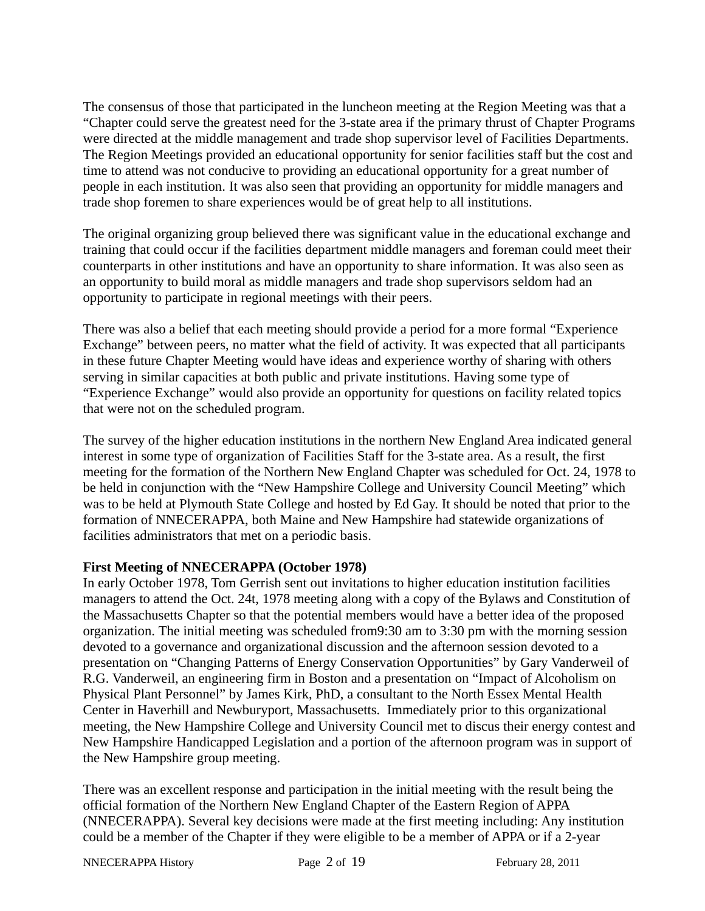The consensus of those that participated in the luncheon meeting at the Region Meeting was that a "Chapter could serve the greatest need for the 3-state area if the primary thrust of Chapter Programs were directed at the middle management and trade shop supervisor level of Facilities Departments. The Region Meetings provided an educational opportunity for senior facilities staff but the cost and time to attend was not conducive to providing an educational opportunity for a great number of people in each institution. It was also seen that providing an opportunity for middle managers and trade shop foremen to share experiences would be of great help to all institutions.

The original organizing group believed there was significant value in the educational exchange and training that could occur if the facilities department middle managers and foreman could meet their counterparts in other institutions and have an opportunity to share information. It was also seen as an opportunity to build moral as middle managers and trade shop supervisors seldom had an opportunity to participate in regional meetings with their peers.

There was also a belief that each meeting should provide a period for a more formal "Experience Exchange" between peers, no matter what the field of activity. It was expected that all participants in these future Chapter Meeting would have ideas and experience worthy of sharing with others serving in similar capacities at both public and private institutions. Having some type of "Experience Exchange" would also provide an opportunity for questions on facility related topics that were not on the scheduled program.

The survey of the higher education institutions in the northern New England Area indicated general interest in some type of organization of Facilities Staff for the 3-state area. As a result, the first meeting for the formation of the Northern New England Chapter was scheduled for Oct. 24, 1978 to be held in conjunction with the "New Hampshire College and University Council Meeting" which was to be held at Plymouth State College and hosted by Ed Gay. It should be noted that prior to the formation of NNECERAPPA, both Maine and New Hampshire had statewide organizations of facilities administrators that met on a periodic basis.

**First Meeting of NNECERAPPA (October 1978)**

In early October 1978, Tom Gerrish sent out invitations to higher education institution facilities managers to attend the Oct. 24t, 1978 meeting along with a copy of the Bylaws and Constitution of the Massachusetts Chapter so that the potential members would have a better idea of the proposed organization. The initial meeting was scheduled from9:30 am to 3:30 pm with the morning session devoted to a governance and organizational discussion and the afternoon session devoted to a presentation on "Changing Patterns of Energy Conservation Opportunities" by Gary Vanderweil of R.G. Vanderweil, an engineering firm in Boston and a presentation on "Impact of Alcoholism on Physical Plant Personnel" by James Kirk, PhD, a consultant to the North Essex Mental Health Center in Haverhill and Newburyport, Massachusetts. Immediately prior to this organizational meeting, the New Hampshire College and University Council met to discus their energy contest and New Hampshire Handicapped Legislation and a portion of the afternoon program was in support of the New Hampshire group meeting.

There was an excellent response and participation in the initial meeting with the result being the official formation of the Northern New England Chapter of the Eastern Region of APPA (NNECERAPPA). Several key decisions were made at the first meeting including: Any institution could be a member of the Chapter if they were eligible to be a member of APPA or if a 2-year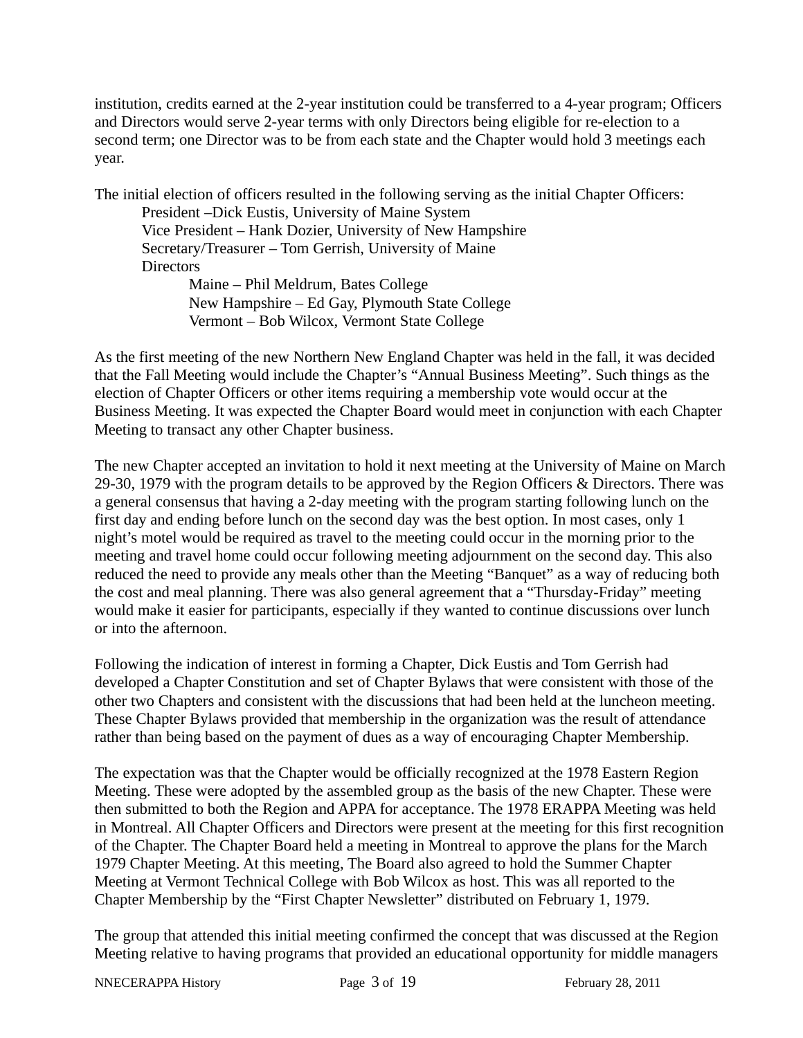institution, credits earned at the 2-year institution could be transferred to a 4-year program; Officers and Directors would serve 2-year terms with only Directors being eligible for re-election to a second term; one Director was to be from each state and the Chapter would hold 3 meetings each year.

The initial election of officers resulted in the following serving as the initial Chapter Officers:

- President –Dick Eustis, University of Maine System
- Vice President – Hank Dozier, University of New Hampshire
- Secretary/Treasurer – Tom Gerrish, University of Maine
- Directors
  - Maine – Phil Meldrum, Bates College
  - New Hampshire – Ed Gay, Plymouth State College
  - Vermont – Bob Wilcox, Vermont State College

As the first meeting of the new Northern New England Chapter was held in the fall, it was decided that the Fall Meeting would include the Chapter's "Annual Business Meeting". Such things as the election of Chapter Officers or other items requiring a membership vote would occur at the Business Meeting. It was expected the Chapter Board would meet in conjunction with each Chapter Meeting to transact any other Chapter business.

The new Chapter accepted an invitation to hold it next meeting at the University of Maine on March 29-30, 1979 with the program details to be approved by the Region Officers & Directors. There was a general consensus that having a 2-day meeting with the program starting following lunch on the first day and ending before lunch on the second day was the best option. In most cases, only 1 night's motel would be required as travel to the meeting could occur in the morning prior to the meeting and travel home could occur following meeting adjournment on the second day. This also reduced the need to provide any meals other than the Meeting "Banquet" as a way of reducing both the cost and meal planning. There was also general agreement that a "Thursday-Friday" meeting would make it easier for participants, especially if they wanted to continue discussions over lunch or into the afternoon.

Following the indication of interest in forming a Chapter, Dick Eustis and Tom Gerrish had developed a Chapter Constitution and set of Chapter Bylaws that were consistent with those of the other two Chapters and consistent with the discussions that had been held at the luncheon meeting. These Chapter Bylaws provided that membership in the organization was the result of attendance rather than being based on the payment of dues as a way of encouraging Chapter Membership.

The expectation was that the Chapter would be officially recognized at the 1978 Eastern Region Meeting. These were adopted by the assembled group as the basis of the new Chapter. These were then submitted to both the Region and APPA for acceptance. The 1978 ERAPPA Meeting was held in Montreal. All Chapter Officers and Directors were present at the meeting for this first recognition of the Chapter. The Chapter Board held a meeting in Montreal to approve the plans for the March 1979 Chapter Meeting. At this meeting, The Board also agreed to hold the Summer Chapter Meeting at Vermont Technical College with Bob Wilcox as host. This was all reported to the Chapter Membership by the "First Chapter Newsletter" distributed on February 1, 1979.

The group that attended this initial meeting confirmed the concept that was discussed at the Region Meeting relative to having programs that provided an educational opportunity for middle managers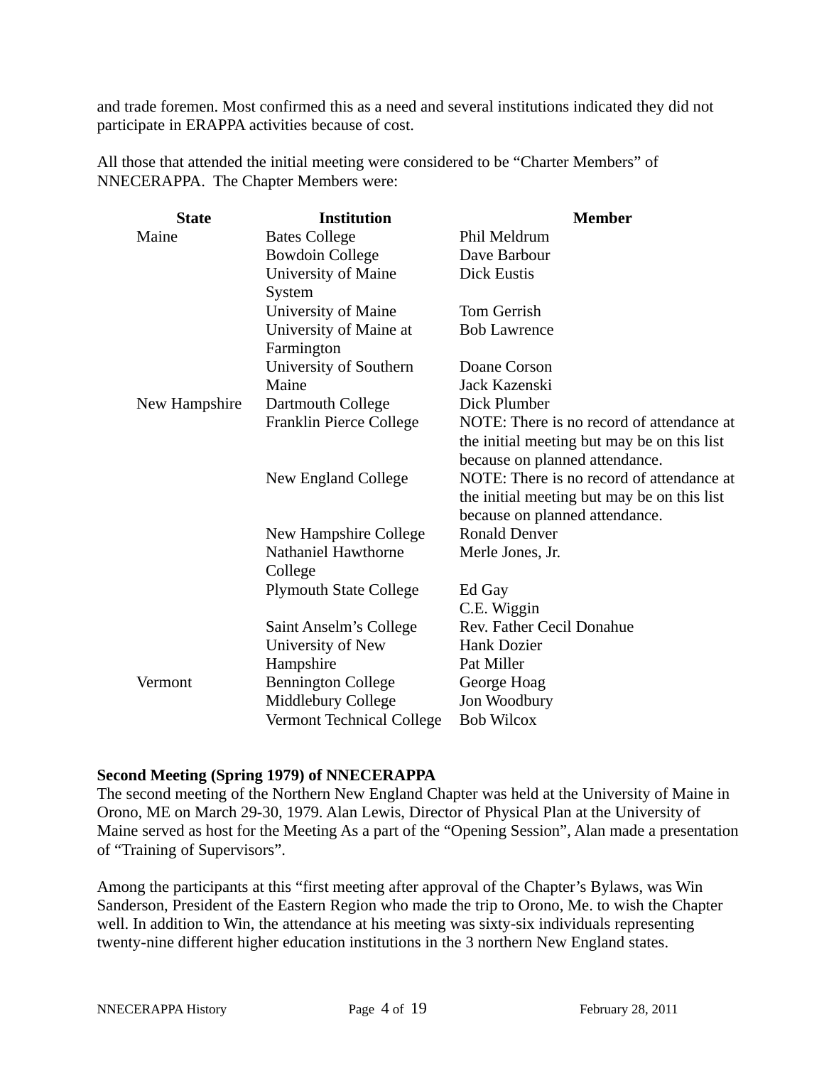and trade foremen. Most confirmed this as a need and several institutions indicated they did not participate in ERAPPA activities because of cost.

All those that attended the initial meeting were considered to be “Charter Members” of NNECERAPPA.  The Chapter Members were:

| State | Institution | Member |
|---|---|---|
| Maine | Bates College | Phil Meldrum |
| | Bowdoin College | Dave Barbour |
| | University of Maine System | Dick Eustis |
| | University of Maine | Tom Gerrish |
| | University of Maine at Farmington | Bob Lawrence |
| | University of Southern Maine | Doane Corson<br>Jack Kazenski |
| New Hampshire | Dartmouth College | Dick Plumber |
| | Franklin Pierce College | NOTE: There is no record of attendance at the initial meeting but may be on this list because on planned attendance. |
| | New England College | NOTE: There is no record of attendance at the initial meeting but may be on this list because on planned attendance. |
| | New Hampshire College | Ronald Denver |
| | Nathaniel Hawthorne College | Merle Jones, Jr. |
| | Plymouth State College | Ed Gay<br>C.E. Wiggin |
| | Saint Anselm’s College | Rev. Father Cecil Donahue |
| | University of New Hampshire | Hank Dozier<br>Pat Miller |
| Vermont | Bennington College | George Hoag |
| | Middlebury College | Jon Woodbury |
| | Vermont Technical College | Bob Wilcox |

**Second Meeting (Spring 1979) of NNECERAPPA**

The second meeting of the Northern New England Chapter was held at the University of Maine in Orono, ME on March 29-30, 1979. Alan Lewis, Director of Physical Plan at the University of Maine served as host for the Meeting As a part of the “Opening Session”, Alan made a presentation of “Training of Supervisors”.

Among the participants at this “first meeting after approval of the Chapter’s Bylaws, was Win Sanderson, President of the Eastern Region who made the trip to Orono, Me. to wish the Chapter well. In addition to Win, the attendance at his meeting was sixty-six individuals representing twenty-nine different higher education institutions in the 3 northern New England states.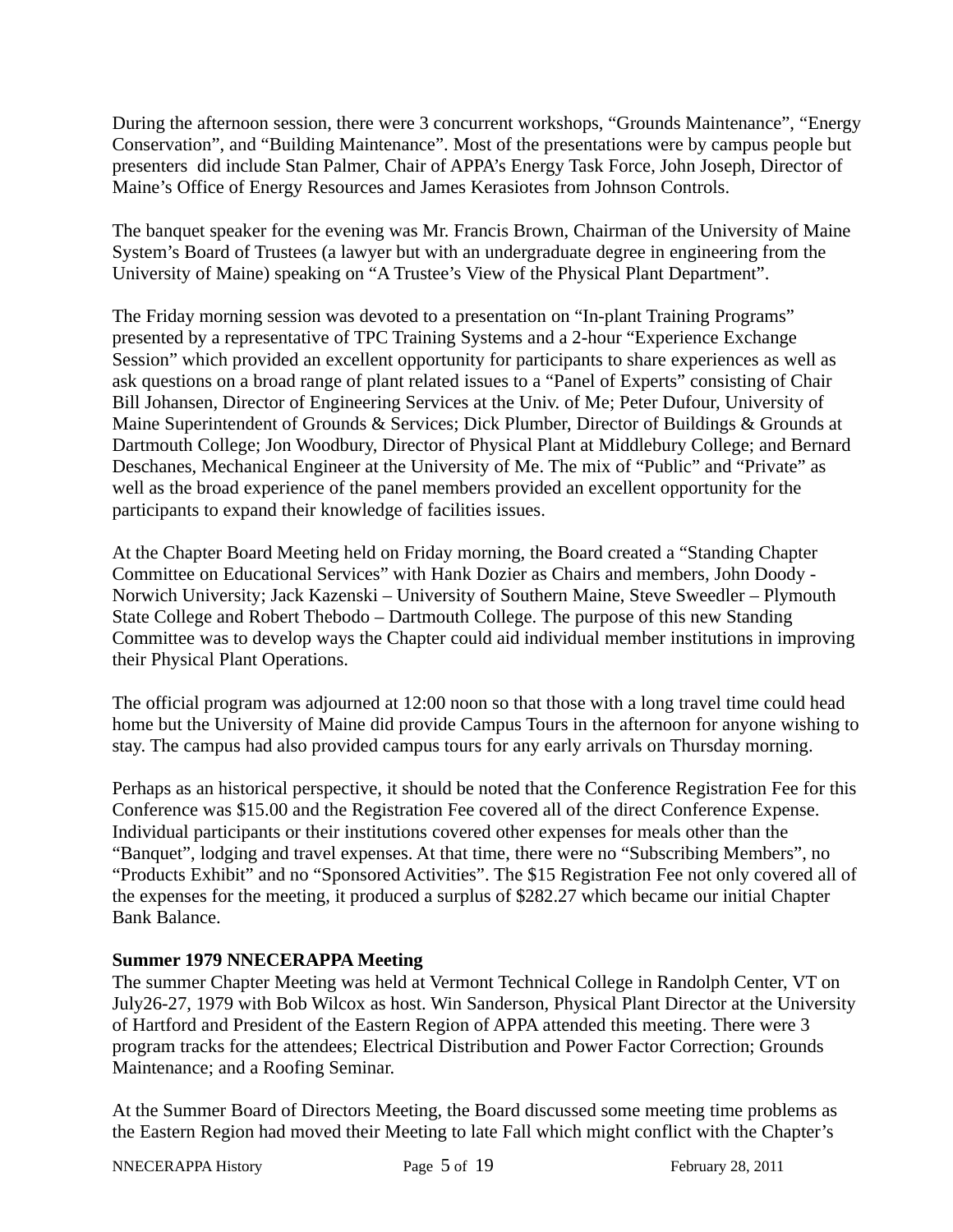During the afternoon session, there were 3 concurrent workshops, "Grounds Maintenance", "Energy Conservation", and "Building Maintenance". Most of the presentations were by campus people but presenters did include Stan Palmer, Chair of APPA's Energy Task Force, John Joseph, Director of Maine's Office of Energy Resources and James Kerasiotes from Johnson Controls.

The banquet speaker for the evening was Mr. Francis Brown, Chairman of the University of Maine System's Board of Trustees (a lawyer but with an undergraduate degree in engineering from the University of Maine) speaking on "A Trustee's View of the Physical Plant Department".

The Friday morning session was devoted to a presentation on "In-plant Training Programs" presented by a representative of TPC Training Systems and a 2-hour "Experience Exchange Session" which provided an excellent opportunity for participants to share experiences as well as ask questions on a broad range of plant related issues to a "Panel of Experts" consisting of Chair Bill Johansen, Director of Engineering Services at the Univ. of Me; Peter Dufour, University of Maine Superintendent of Grounds & Services; Dick Plumber, Director of Buildings & Grounds at Dartmouth College; Jon Woodbury, Director of Physical Plant at Middlebury College; and Bernard Deschanes, Mechanical Engineer at the University of Me. The mix of "Public" and "Private" as well as the broad experience of the panel members provided an excellent opportunity for the participants to expand their knowledge of facilities issues.

At the Chapter Board Meeting held on Friday morning, the Board created a "Standing Chapter Committee on Educational Services" with Hank Dozier as Chairs and members, John Doody - Norwich University; Jack Kazenski – University of Southern Maine, Steve Sweedler – Plymouth State College and Robert Thebodo – Dartmouth College. The purpose of this new Standing Committee was to develop ways the Chapter could aid individual member institutions in improving their Physical Plant Operations.

The official program was adjourned at 12:00 noon so that those with a long travel time could head home but the University of Maine did provide Campus Tours in the afternoon for anyone wishing to stay. The campus had also provided campus tours for any early arrivals on Thursday morning.

Perhaps as an historical perspective, it should be noted that the Conference Registration Fee for this Conference was $15.00 and the Registration Fee covered all of the direct Conference Expense. Individual participants or their institutions covered other expenses for meals other than the "Banquet", lodging and travel expenses. At that time, there were no "Subscribing Members", no "Products Exhibit" and no "Sponsored Activities". The $15 Registration Fee not only covered all of the expenses for the meeting, it produced a surplus of $282.27 which became our initial Chapter Bank Balance.

**Summer 1979 NNECERAPPA Meeting**

The summer Chapter Meeting was held at Vermont Technical College in Randolph Center, VT on July26-27, 1979 with Bob Wilcox as host. Win Sanderson, Physical Plant Director at the University of Hartford and President of the Eastern Region of APPA attended this meeting. There were 3 program tracks for the attendees; Electrical Distribution and Power Factor Correction; Grounds Maintenance; and a Roofing Seminar.

At the Summer Board of Directors Meeting, the Board discussed some meeting time problems as the Eastern Region had moved their Meeting to late Fall which might conflict with the Chapter's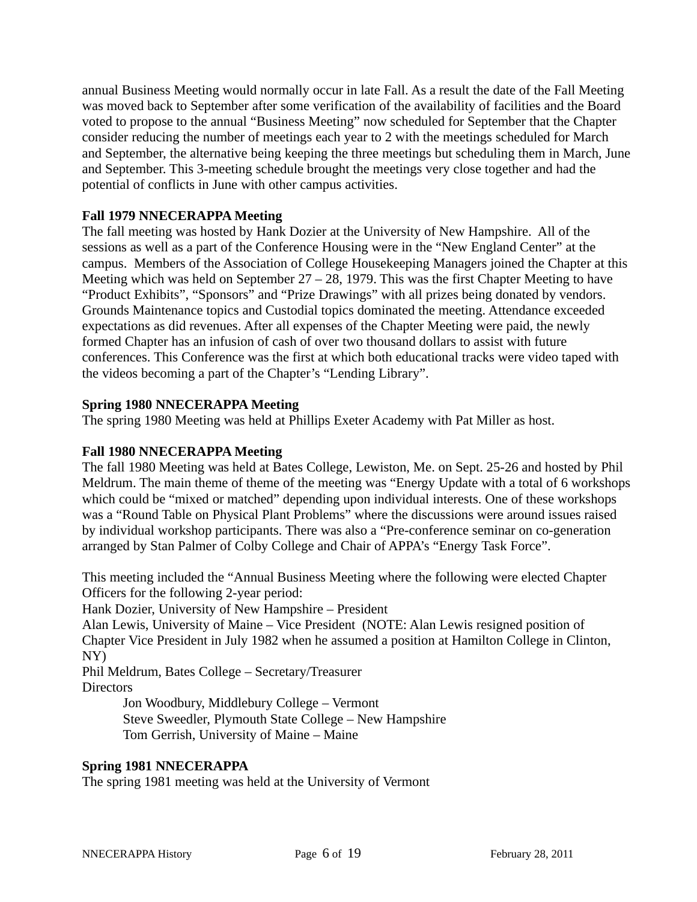annual Business Meeting would normally occur in late Fall. As a result the date of the Fall Meeting was moved back to September after some verification of the availability of facilities and the Board voted to propose to the annual "Business Meeting" now scheduled for September that the Chapter consider reducing the number of meetings each year to 2 with the meetings scheduled for March and September, the alternative being keeping the three meetings but scheduling them in March, June and September. This 3-meeting schedule brought the meetings very close together and had the potential of conflicts in June with other campus activities.

**Fall 1979 NNECERAPPA Meeting**

The fall meeting was hosted by Hank Dozier at the University of New Hampshire. All of the sessions as well as a part of the Conference Housing were in the "New England Center" at the campus. Members of the Association of College Housekeeping Managers joined the Chapter at this Meeting which was held on September 27 – 28, 1979. This was the first Chapter Meeting to have "Product Exhibits", "Sponsors" and "Prize Drawings" with all prizes being donated by vendors. Grounds Maintenance topics and Custodial topics dominated the meeting. Attendance exceeded expectations as did revenues. After all expenses of the Chapter Meeting were paid, the newly formed Chapter has an infusion of cash of over two thousand dollars to assist with future conferences. This Conference was the first at which both educational tracks were video taped with the videos becoming a part of the Chapter's "Lending Library".

**Spring 1980 NNECERAPPA Meeting**

The spring 1980 Meeting was held at Phillips Exeter Academy with Pat Miller as host.

**Fall 1980 NNECERAPPA Meeting**

The fall 1980 Meeting was held at Bates College, Lewiston, Me. on Sept. 25-26 and hosted by Phil Meldrum. The main theme of theme of the meeting was "Energy Update with a total of 6 workshops which could be "mixed or matched" depending upon individual interests. One of these workshops was a "Round Table on Physical Plant Problems" where the discussions were around issues raised by individual workshop participants. There was also a "Pre-conference seminar on co-generation arranged by Stan Palmer of Colby College and Chair of APPA's "Energy Task Force".

This meeting included the "Annual Business Meeting where the following were elected Chapter Officers for the following 2-year period:

Hank Dozier, University of New Hampshire – President

Alan Lewis, University of Maine – Vice President (NOTE: Alan Lewis resigned position of Chapter Vice President in July 1982 when he assumed a position at Hamilton College in Clinton, NY)

Phil Meldrum, Bates College – Secretary/Treasurer

Directors

- Jon Woodbury, Middlebury College – Vermont
- Steve Sweedler, Plymouth State College – New Hampshire
- Tom Gerrish, University of Maine – Maine

**Spring 1981 NNECERAPPA**

The spring 1981 meeting was held at the University of Vermont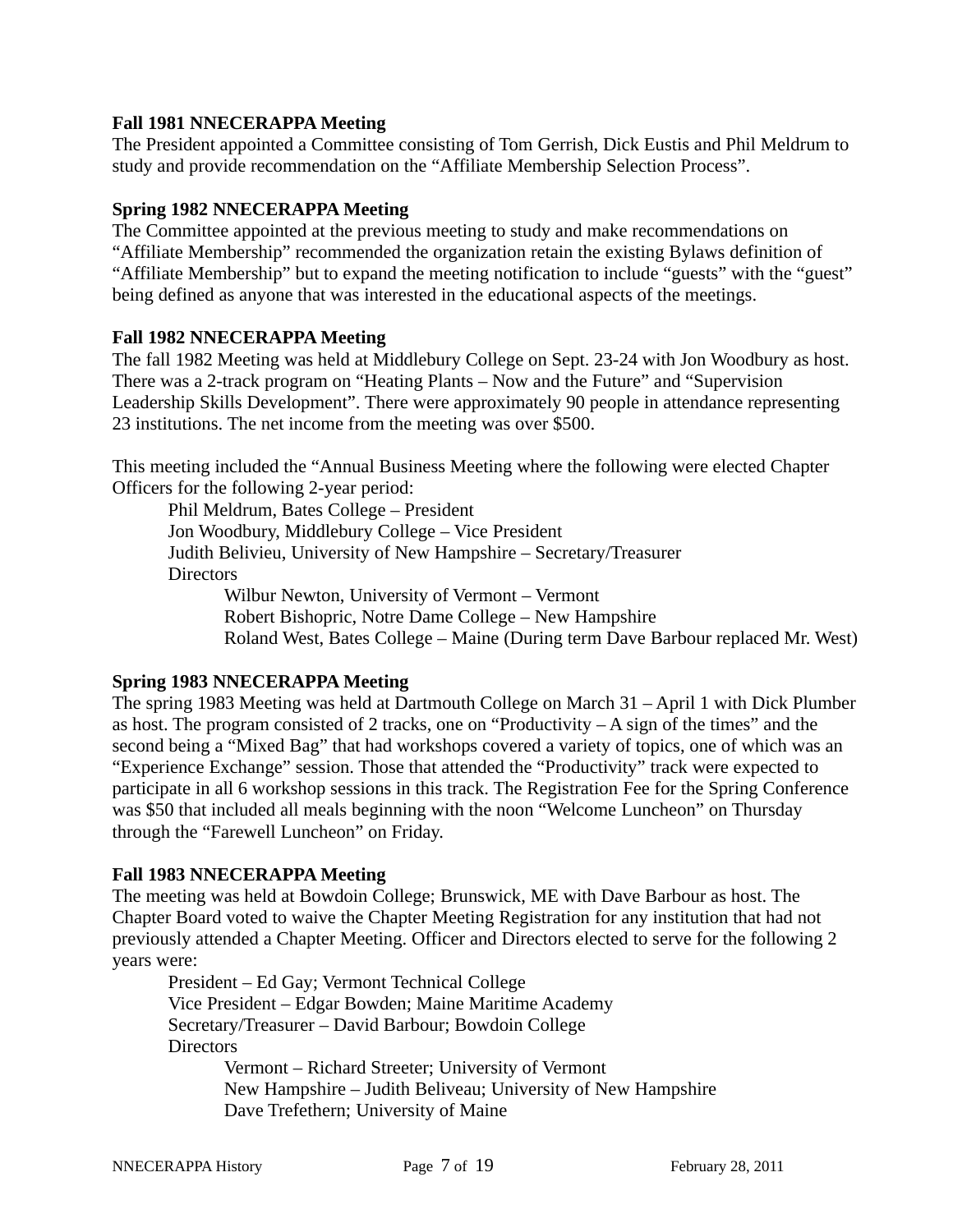**Fall 1981 NNECERAPPA Meeting**

The President appointed a Committee consisting of Tom Gerrish, Dick Eustis and Phil Meldrum to study and provide recommendation on the “Affiliate Membership Selection Process”.

**Spring 1982 NNECERAPPA Meeting**

The Committee appointed at the previous meeting to study and make recommendations on “Affiliate Membership” recommended the organization retain the existing Bylaws definition of “Affiliate Membership” but to expand the meeting notification to include “guests” with the “guest” being defined as anyone that was interested in the educational aspects of the meetings.

**Fall 1982 NNECERAPPA Meeting**

The fall 1982 Meeting was held at Middlebury College on Sept. 23-24 with Jon Woodbury as host. There was a 2-track program on “Heating Plants – Now and the Future” and “Supervision Leadership Skills Development”. There were approximately 90 people in attendance representing 23 institutions. The net income from the meeting was over $500.

This meeting included the “Annual Business Meeting where the following were elected Chapter Officers for the following 2-year period:

- Phil Meldrum, Bates College – President
- Jon Woodbury, Middlebury College – Vice President
- Judith Belivieu, University of New Hampshire – Secretary/Treasurer
- Directors
  - Wilbur Newton, University of Vermont – Vermont
  - Robert Bishopric, Notre Dame College – New Hampshire
  - Roland West, Bates College – Maine (During term Dave Barbour replaced Mr. West)

**Spring 1983 NNECERAPPA Meeting**

The spring 1983 Meeting was held at Dartmouth College on March 31 – April 1 with Dick Plumber as host. The program consisted of 2 tracks, one on “Productivity – A sign of the times” and the second being a “Mixed Bag” that had workshops covered a variety of topics, one of which was an “Experience Exchange” session. Those that attended the “Productivity” track were expected to participate in all 6 workshop sessions in this track. The Registration Fee for the Spring Conference was $50 that included all meals beginning with the noon “Welcome Luncheon” on Thursday through the “Farewell Luncheon” on Friday.

**Fall 1983 NNECERAPPA Meeting**

The meeting was held at Bowdoin College; Brunswick, ME with Dave Barbour as host. The Chapter Board voted to waive the Chapter Meeting Registration for any institution that had not previously attended a Chapter Meeting. Officer and Directors elected to serve for the following 2 years were:

- President – Ed Gay; Vermont Technical College
- Vice President – Edgar Bowden; Maine Maritime Academy
- Secretary/Treasurer – David Barbour; Bowdoin College
- Directors
  - Vermont – Richard Streeter; University of Vermont
  - New Hampshire – Judith Beliveau; University of New Hampshire
  - Dave Trefethern; University of Maine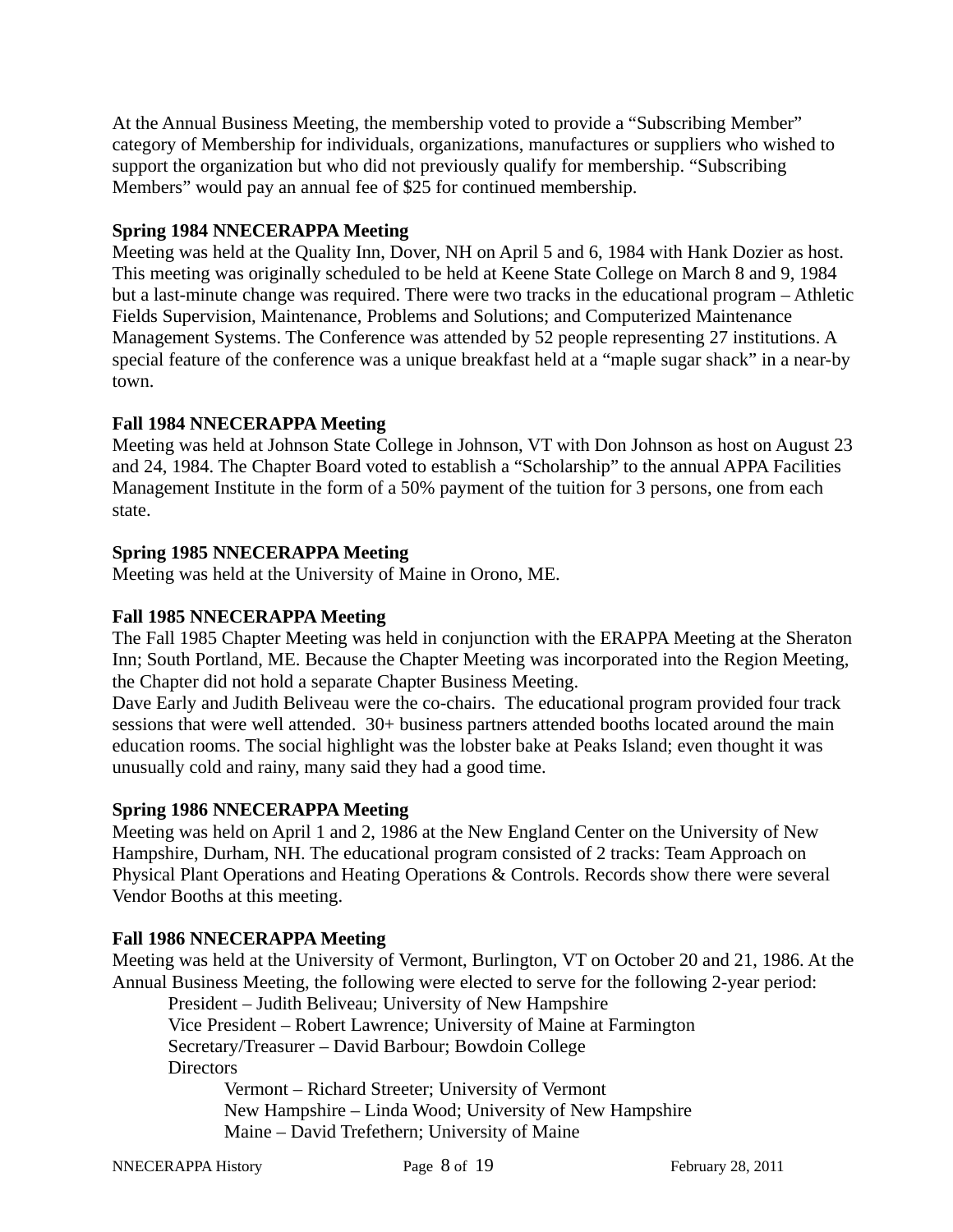At the Annual Business Meeting, the membership voted to provide a "Subscribing Member" category of Membership for individuals, organizations, manufactures or suppliers who wished to support the organization but who did not previously qualify for membership. "Subscribing Members" would pay an annual fee of $25 for continued membership.

**Spring 1984 NNECERAPPA Meeting**

Meeting was held at the Quality Inn, Dover, NH on April 5 and 6, 1984 with Hank Dozier as host. This meeting was originally scheduled to be held at Keene State College on March 8 and 9, 1984 but a last-minute change was required. There were two tracks in the educational program – Athletic Fields Supervision, Maintenance, Problems and Solutions; and Computerized Maintenance Management Systems. The Conference was attended by 52 people representing 27 institutions. A special feature of the conference was a unique breakfast held at a "maple sugar shack" in a near-by town.

**Fall 1984 NNECERAPPA Meeting**

Meeting was held at Johnson State College in Johnson, VT with Don Johnson as host on August 23 and 24, 1984. The Chapter Board voted to establish a "Scholarship" to the annual APPA Facilities Management Institute in the form of a 50% payment of the tuition for 3 persons, one from each state.

**Spring 1985 NNECERAPPA Meeting**

Meeting was held at the University of Maine in Orono, ME.

**Fall 1985 NNECERAPPA Meeting**

The Fall 1985 Chapter Meeting was held in conjunction with the ERAPPA Meeting at the Sheraton Inn; South Portland, ME. Because the Chapter Meeting was incorporated into the Region Meeting, the Chapter did not hold a separate Chapter Business Meeting.

Dave Early and Judith Beliveau were the co-chairs. The educational program provided four track sessions that were well attended. 30+ business partners attended booths located around the main education rooms. The social highlight was the lobster bake at Peaks Island; even thought it was unusually cold and rainy, many said they had a good time.

**Spring 1986 NNECERAPPA Meeting**

Meeting was held on April 1 and 2, 1986 at the New England Center on the University of New Hampshire, Durham, NH. The educational program consisted of 2 tracks: Team Approach on Physical Plant Operations and Heating Operations & Controls. Records show there were several Vendor Booths at this meeting.

**Fall 1986 NNECERAPPA Meeting**

Meeting was held at the University of Vermont, Burlington, VT on October 20 and 21, 1986. At the Annual Business Meeting, the following were elected to serve for the following 2-year period:

- President – Judith Beliveau; University of New Hampshire
- Vice President – Robert Lawrence; University of Maine at Farmington
- Secretary/Treasurer – David Barbour; Bowdoin College
- Directors
  - Vermont – Richard Streeter; University of Vermont
  - New Hampshire – Linda Wood; University of New Hampshire
  - Maine – David Trefethern; University of Maine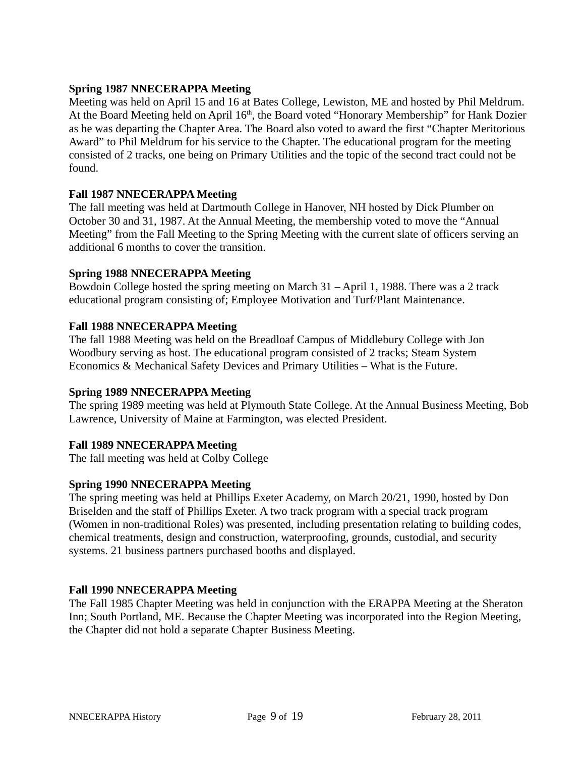**Spring 1987 NNECERAPPA Meeting**

Meeting was held on April 15 and 16 at Bates College, Lewiston, ME and hosted by Phil Meldrum. At the Board Meeting held on April 16th, the Board voted “Honorary Membership” for Hank Dozier as he was departing the Chapter Area. The Board also voted to award the first “Chapter Meritorious Award” to Phil Meldrum for his service to the Chapter. The educational program for the meeting consisted of 2 tracks, one being on Primary Utilities and the topic of the second tract could not be found.

**Fall 1987 NNECERAPPA Meeting**

The fall meeting was held at Dartmouth College in Hanover, NH hosted by Dick Plumber on October 30 and 31, 1987. At the Annual Meeting, the membership voted to move the “Annual Meeting” from the Fall Meeting to the Spring Meeting with the current slate of officers serving an additional 6 months to cover the transition.

**Spring 1988 NNECERAPPA Meeting**

Bowdoin College hosted the spring meeting on March 31 – April 1, 1988. There was a 2 track educational program consisting of; Employee Motivation and Turf/Plant Maintenance.

**Fall 1988 NNECERAPPA Meeting**

The fall 1988 Meeting was held on the Breadloaf Campus of Middlebury College with Jon Woodbury serving as host. The educational program consisted of 2 tracks; Steam System Economics & Mechanical Safety Devices and Primary Utilities – What is the Future.

**Spring 1989 NNECERAPPA Meeting**

The spring 1989 meeting was held at Plymouth State College. At the Annual Business Meeting, Bob Lawrence, University of Maine at Farmington, was elected President.

**Fall 1989 NNECERAPPA Meeting**

The fall meeting was held at Colby College

**Spring 1990 NNECERAPPA Meeting**

The spring meeting was held at Phillips Exeter Academy, on March 20/21, 1990, hosted by Don Briselden and the staff of Phillips Exeter. A two track program with a special track program (Women in non-traditional Roles) was presented, including presentation relating to building codes, chemical treatments, design and construction, waterproofing, grounds, custodial, and security systems. 21 business partners purchased booths and displayed.

**Fall 1990 NNECERAPPA Meeting**

The Fall 1985 Chapter Meeting was held in conjunction with the ERAPPA Meeting at the Sheraton Inn; South Portland, ME. Because the Chapter Meeting was incorporated into the Region Meeting, the Chapter did not hold a separate Chapter Business Meeting.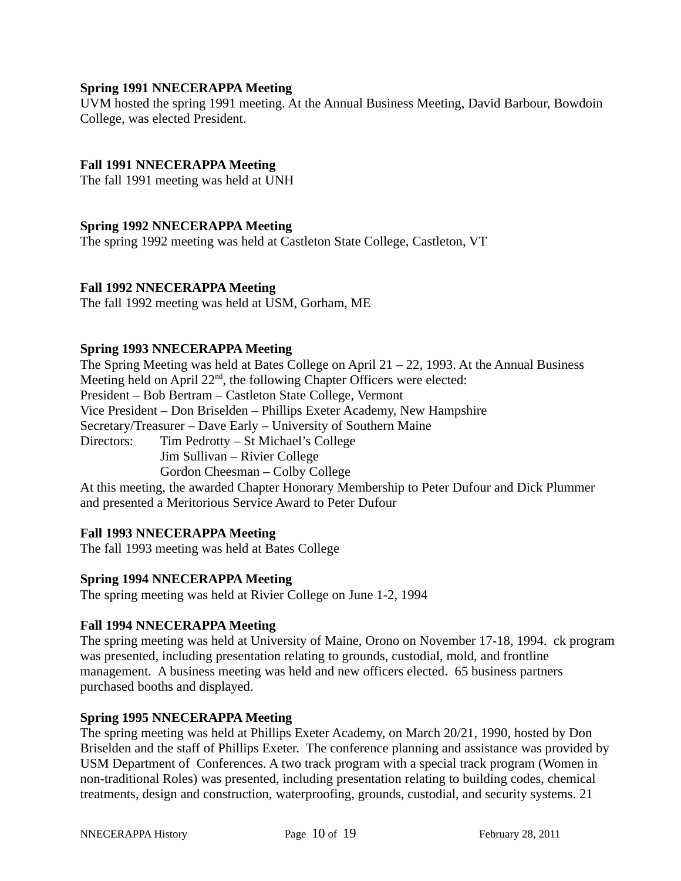**Spring 1991 NNECERAPPA Meeting**

UVM hosted the spring 1991 meeting. At the Annual Business Meeting, David Barbour, Bowdoin College, was elected President.

**Fall 1991 NNECERAPPA Meeting**

The fall 1991 meeting was held at UNH

**Spring 1992 NNECERAPPA Meeting**

The spring 1992 meeting was held at Castleton State College, Castleton, VT

**Fall 1992 NNECERAPPA Meeting**

The fall 1992 meeting was held at USM, Gorham, ME

**Spring 1993 NNECERAPPA Meeting**

The Spring Meeting was held at Bates College on April 21 – 22, 1993. At the Annual Business Meeting held on April 22nd, the following Chapter Officers were elected:

President – Bob Bertram – Castleton State College, Vermont
Vice President – Don Briselden – Phillips Exeter Academy, New Hampshire
Secretary/Treasurer – Dave Early – University of Southern Maine
Directors: Tim Pedrotty – St Michael's College
Jim Sullivan – Rivier College
Gordon Cheesman – Colby College

At this meeting, the awarded Chapter Honorary Membership to Peter Dufour and Dick Plummer and presented a Meritorious Service Award to Peter Dufour

**Fall 1993 NNECERAPPA Meeting**

The fall 1993 meeting was held at Bates College

**Spring 1994 NNECERAPPA Meeting**

The spring meeting was held at Rivier College on June 1-2, 1994

**Fall 1994 NNECERAPPA Meeting**

The spring meeting was held at University of Maine, Orono on November 17-18, 1994. ck program was presented, including presentation relating to grounds, custodial, mold, and frontline management. A business meeting was held and new officers elected. 65 business partners purchased booths and displayed.

**Spring 1995 NNECERAPPA Meeting**

The spring meeting was held at Phillips Exeter Academy, on March 20/21, 1990, hosted by Don Briselden and the staff of Phillips Exeter. The conference planning and assistance was provided by USM Department of Conferences. A two track program with a special track program (Women in non-traditional Roles) was presented, including presentation relating to building codes, chemical treatments, design and construction, waterproofing, grounds, custodial, and security systems. 21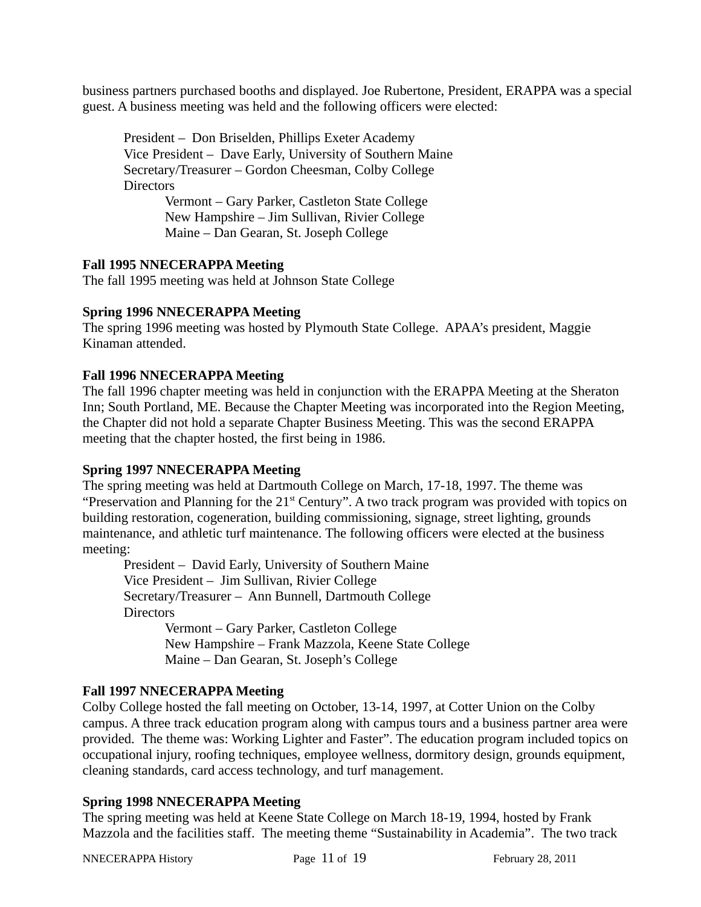business partners purchased booths and displayed. Joe Rubertone, President, ERAPPA was a special guest. A business meeting was held and the following officers were elected:

> President – Don Briselden, Phillips Exeter Academy
> Vice President – Dave Early, University of Southern Maine
> Secretary/Treasurer – Gordon Cheesman, Colby College
> Directors
>> Vermont – Gary Parker, Castleton State College
>> New Hampshire – Jim Sullivan, Rivier College
>> Maine – Dan Gearan, St. Joseph College

**Fall 1995 NNECERAPPA Meeting**
The fall 1995 meeting was held at Johnson State College

**Spring 1996 NNECERAPPA Meeting**
The spring 1996 meeting was hosted by Plymouth State College. APAA's president, Maggie Kinaman attended.

**Fall 1996 NNECERAPPA Meeting**
The fall 1996 chapter meeting was held in conjunction with the ERAPPA Meeting at the Sheraton Inn; South Portland, ME. Because the Chapter Meeting was incorporated into the Region Meeting, the Chapter did not hold a separate Chapter Business Meeting. This was the second ERAPPA meeting that the chapter hosted, the first being in 1986.

**Spring 1997 NNECERAPPA Meeting**
The spring meeting was held at Dartmouth College on March, 17-18, 1997. The theme was "Preservation and Planning for the 21st Century". A two track program was provided with topics on building restoration, cogeneration, building commissioning, signage, street lighting, grounds maintenance, and athletic turf maintenance. The following officers were elected at the business meeting:

> President – David Early, University of Southern Maine
> Vice President – Jim Sullivan, Rivier College
> Secretary/Treasurer – Ann Bunnell, Dartmouth College
> Directors
>> Vermont – Gary Parker, Castleton College
>> New Hampshire – Frank Mazzola, Keene State College
>> Maine – Dan Gearan, St. Joseph's College

**Fall 1997 NNECERAPPA Meeting**
Colby College hosted the fall meeting on October, 13-14, 1997, at Cotter Union on the Colby campus. A three track education program along with campus tours and a business partner area were provided. The theme was: Working Lighter and Faster". The education program included topics on occupational injury, roofing techniques, employee wellness, dormitory design, grounds equipment, cleaning standards, card access technology, and turf management.

**Spring 1998 NNECERAPPA Meeting**
The spring meeting was held at Keene State College on March 18-19, 1994, hosted by Frank Mazzola and the facilities staff. The meeting theme "Sustainability in Academia". The two track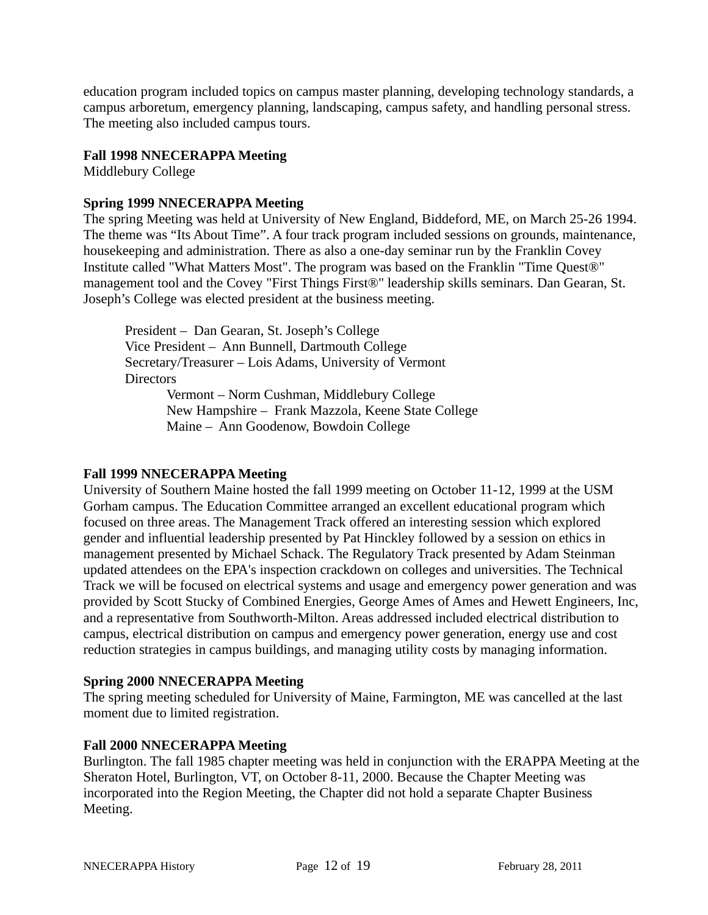education program included topics on campus master planning, developing technology standards, a campus arboretum, emergency planning, landscaping, campus safety, and handling personal stress. The meeting also included campus tours.

**Fall 1998 NNECERAPPA Meeting**
Middlebury College

**Spring 1999 NNECERAPPA Meeting**
The spring Meeting was held at University of New England, Biddeford, ME, on March 25-26 1994. The theme was "Its About Time". A four track program included sessions on grounds, maintenance, housekeeping and administration. There as also a one-day seminar run by the Franklin Covey Institute called "What Matters Most". The program was based on the Franklin "Time Quest®" management tool and the Covey "First Things First®" leadership skills seminars. Dan Gearan, St. Joseph's College was elected president at the business meeting.

President – Dan Gearan, St. Joseph's College
Vice President – Ann Bunnell, Dartmouth College
Secretary/Treasurer – Lois Adams, University of Vermont
Directors
- Vermont – Norm Cushman, Middlebury College
- New Hampshire – Frank Mazzola, Keene State College
- Maine – Ann Goodenow, Bowdoin College

**Fall 1999 NNECERAPPA Meeting**
University of Southern Maine hosted the fall 1999 meeting on October 11-12, 1999 at the USM Gorham campus. The Education Committee arranged an excellent educational program which focused on three areas. The Management Track offered an interesting session which explored gender and influential leadership presented by Pat Hinckley followed by a session on ethics in management presented by Michael Schack. The Regulatory Track presented by Adam Steinman updated attendees on the EPA's inspection crackdown on colleges and universities. The Technical Track we will be focused on electrical systems and usage and emergency power generation and was provided by Scott Stucky of Combined Energies, George Ames of Ames and Hewett Engineers, Inc, and a representative from Southworth-Milton. Areas addressed included electrical distribution to campus, electrical distribution on campus and emergency power generation, energy use and cost reduction strategies in campus buildings, and managing utility costs by managing information.

**Spring 2000 NNECERAPPA Meeting**
The spring meeting scheduled for University of Maine, Farmington, ME was cancelled at the last moment due to limited registration.

**Fall 2000 NNECERAPPA Meeting**
Burlington. The fall 1985 chapter meeting was held in conjunction with the ERAPPA Meeting at the Sheraton Hotel, Burlington, VT, on October 8-11, 2000. Because the Chapter Meeting was incorporated into the Region Meeting, the Chapter did not hold a separate Chapter Business Meeting.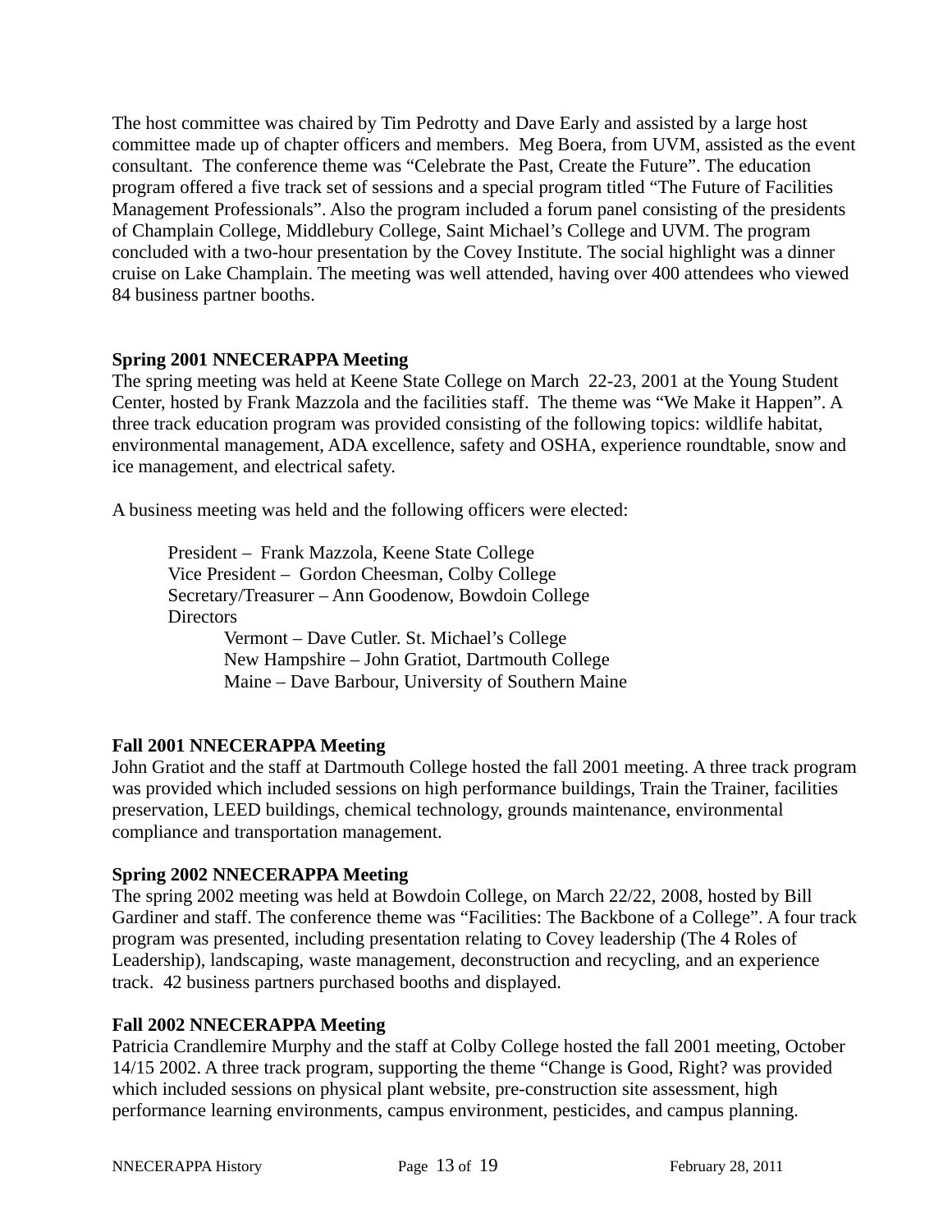The host committee was chaired by Tim Pedrotty and Dave Early and assisted by a large host committee made up of chapter officers and members. Meg Boera, from UVM, assisted as the event consultant. The conference theme was “Celebrate the Past, Create the Future”. The education program offered a five track set of sessions and a special program titled “The Future of Facilities Management Professionals”. Also the program included a forum panel consisting of the presidents of Champlain College, Middlebury College, Saint Michael’s College and UVM. The program concluded with a two-hour presentation by the Covey Institute. The social highlight was a dinner cruise on Lake Champlain. The meeting was well attended, having over 400 attendees who viewed 84 business partner booths.

**Spring 2001 NNECERAPPA Meeting**
The spring meeting was held at Keene State College on March 22-23, 2001 at the Young Student Center, hosted by Frank Mazzola and the facilities staff. The theme was “We Make it Happen”. A three track education program was provided consisting of the following topics: wildlife habitat, environmental management, ADA excellence, safety and OSHA, experience roundtable, snow and ice management, and electrical safety.

A business meeting was held and the following officers were elected:

President – Frank Mazzola, Keene State College
Vice President – Gordon Cheesman, Colby College
Secretary/Treasurer – Ann Goodenow, Bowdoin College
Directors
- Vermont – Dave Cutler. St. Michael’s College
- New Hampshire – John Gratiot, Dartmouth College
- Maine – Dave Barbour, University of Southern Maine

**Fall 2001 NNECERAPPA Meeting**
John Gratiot and the staff at Dartmouth College hosted the fall 2001 meeting. A three track program was provided which included sessions on high performance buildings, Train the Trainer, facilities preservation, LEED buildings, chemical technology, grounds maintenance, environmental compliance and transportation management.

**Spring 2002 NNECERAPPA Meeting**
The spring 2002 meeting was held at Bowdoin College, on March 22/22, 2008, hosted by Bill Gardiner and staff. The conference theme was “Facilities: The Backbone of a College”. A four track program was presented, including presentation relating to Covey leadership (The 4 Roles of Leadership), landscaping, waste management, deconstruction and recycling, and an experience track. 42 business partners purchased booths and displayed.

**Fall 2002 NNECERAPPA Meeting**
Patricia Crandlemire Murphy and the staff at Colby College hosted the fall 2001 meeting, October 14/15 2002. A three track program, supporting the theme “Change is Good, Right? was provided which included sessions on physical plant website, pre-construction site assessment, high performance learning environments, campus environment, pesticides, and campus planning.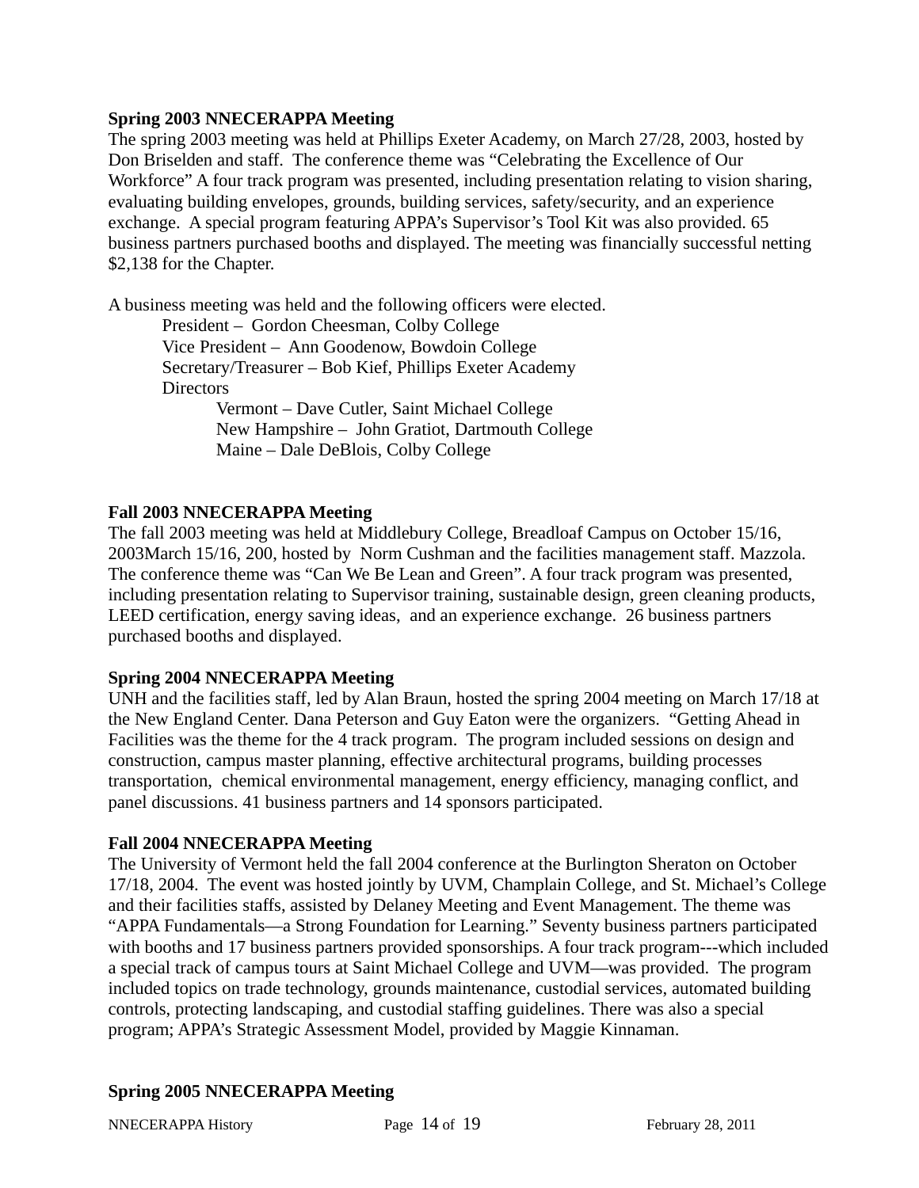**Spring 2003 NNECERAPPA Meeting**

The spring 2003 meeting was held at Phillips Exeter Academy, on March 27/28, 2003, hosted by Don Briselden and staff. The conference theme was "Celebrating the Excellence of Our Workforce" A four track program was presented, including presentation relating to vision sharing, evaluating building envelopes, grounds, building services, safety/security, and an experience exchange. A special program featuring APPA's Supervisor's Tool Kit was also provided. 65 business partners purchased booths and displayed. The meeting was financially successful netting $2,138 for the Chapter.

A business meeting was held and the following officers were elected.

- President – Gordon Cheesman, Colby College
- Vice President – Ann Goodenow, Bowdoin College
- Secretary/Treasurer – Bob Kief, Phillips Exeter Academy
- Directors
  - Vermont – Dave Cutler, Saint Michael College
  - New Hampshire – John Gratiot, Dartmouth College
  - Maine – Dale DeBlois, Colby College

**Fall 2003 NNECERAPPA Meeting**

The fall 2003 meeting was held at Middlebury College, Breadloaf Campus on October 15/16, 2003March 15/16, 200, hosted by Norm Cushman and the facilities management staff. Mazzola. The conference theme was "Can We Be Lean and Green". A four track program was presented, including presentation relating to Supervisor training, sustainable design, green cleaning products, LEED certification, energy saving ideas, and an experience exchange. 26 business partners purchased booths and displayed.

**Spring 2004 NNECERAPPA Meeting**

UNH and the facilities staff, led by Alan Braun, hosted the spring 2004 meeting on March 17/18 at the New England Center. Dana Peterson and Guy Eaton were the organizers. "Getting Ahead in Facilities was the theme for the 4 track program. The program included sessions on design and construction, campus master planning, effective architectural programs, building processes transportation, chemical environmental management, energy efficiency, managing conflict, and panel discussions. 41 business partners and 14 sponsors participated.

**Fall 2004 NNECERAPPA Meeting**

The University of Vermont held the fall 2004 conference at the Burlington Sheraton on October 17/18, 2004. The event was hosted jointly by UVM, Champlain College, and St. Michael's College and their facilities staffs, assisted by Delaney Meeting and Event Management. The theme was "APPA Fundamentals—a Strong Foundation for Learning." Seventy business partners participated with booths and 17 business partners provided sponsorships. A four track program---which included a special track of campus tours at Saint Michael College and UVM—was provided. The program included topics on trade technology, grounds maintenance, custodial services, automated building controls, protecting landscaping, and custodial staffing guidelines. There was also a special program; APPA's Strategic Assessment Model, provided by Maggie Kinnaman.

**Spring 2005 NNECERAPPA Meeting**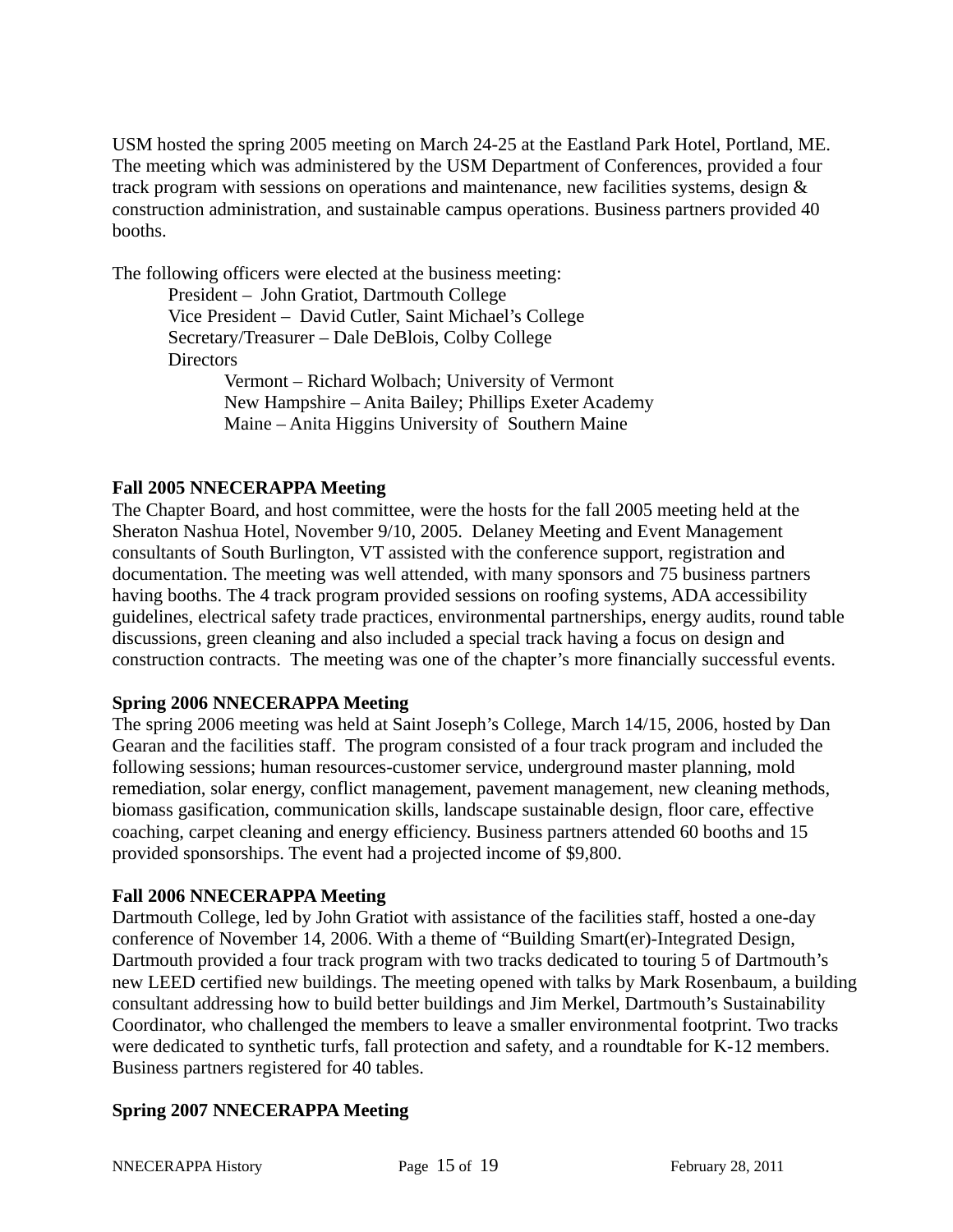USM hosted the spring 2005 meeting on March 24-25 at the Eastland Park Hotel, Portland, ME. The meeting which was administered by the USM Department of Conferences, provided a four track program with sessions on operations and maintenance, new facilities systems, design & construction administration, and sustainable campus operations. Business partners provided 40 booths.

The following officers were elected at the business meeting:

- President – John Gratiot, Dartmouth College
- Vice President – David Cutler, Saint Michael's College
- Secretary/Treasurer – Dale DeBlois, Colby College
- Directors
  - Vermont – Richard Wolbach; University of Vermont
  - New Hampshire – Anita Bailey; Phillips Exeter Academy
  - Maine – Anita Higgins University of Southern Maine

**Fall 2005 NNECERAPPA Meeting**

The Chapter Board, and host committee, were the hosts for the fall 2005 meeting held at the Sheraton Nashua Hotel, November 9/10, 2005. Delaney Meeting and Event Management consultants of South Burlington, VT assisted with the conference support, registration and documentation. The meeting was well attended, with many sponsors and 75 business partners having booths. The 4 track program provided sessions on roofing systems, ADA accessibility guidelines, electrical safety trade practices, environmental partnerships, energy audits, round table discussions, green cleaning and also included a special track having a focus on design and construction contracts. The meeting was one of the chapter's more financially successful events.

**Spring 2006 NNECERAPPA Meeting**

The spring 2006 meeting was held at Saint Joseph's College, March 14/15, 2006, hosted by Dan Gearan and the facilities staff. The program consisted of a four track program and included the following sessions; human resources-customer service, underground master planning, mold remediation, solar energy, conflict management, pavement management, new cleaning methods, biomass gasification, communication skills, landscape sustainable design, floor care, effective coaching, carpet cleaning and energy efficiency. Business partners attended 60 booths and 15 provided sponsorships. The event had a projected income of $9,800.

**Fall 2006 NNECERAPPA Meeting**

Dartmouth College, led by John Gratiot with assistance of the facilities staff, hosted a one-day conference of November 14, 2006. With a theme of "Building Smart(er)-Integrated Design, Dartmouth provided a four track program with two tracks dedicated to touring 5 of Dartmouth's new LEED certified new buildings. The meeting opened with talks by Mark Rosenbaum, a building consultant addressing how to build better buildings and Jim Merkel, Dartmouth's Sustainability Coordinator, who challenged the members to leave a smaller environmental footprint. Two tracks were dedicated to synthetic turfs, fall protection and safety, and a roundtable for K-12 members. Business partners registered for 40 tables.

**Spring 2007 NNECERAPPA Meeting**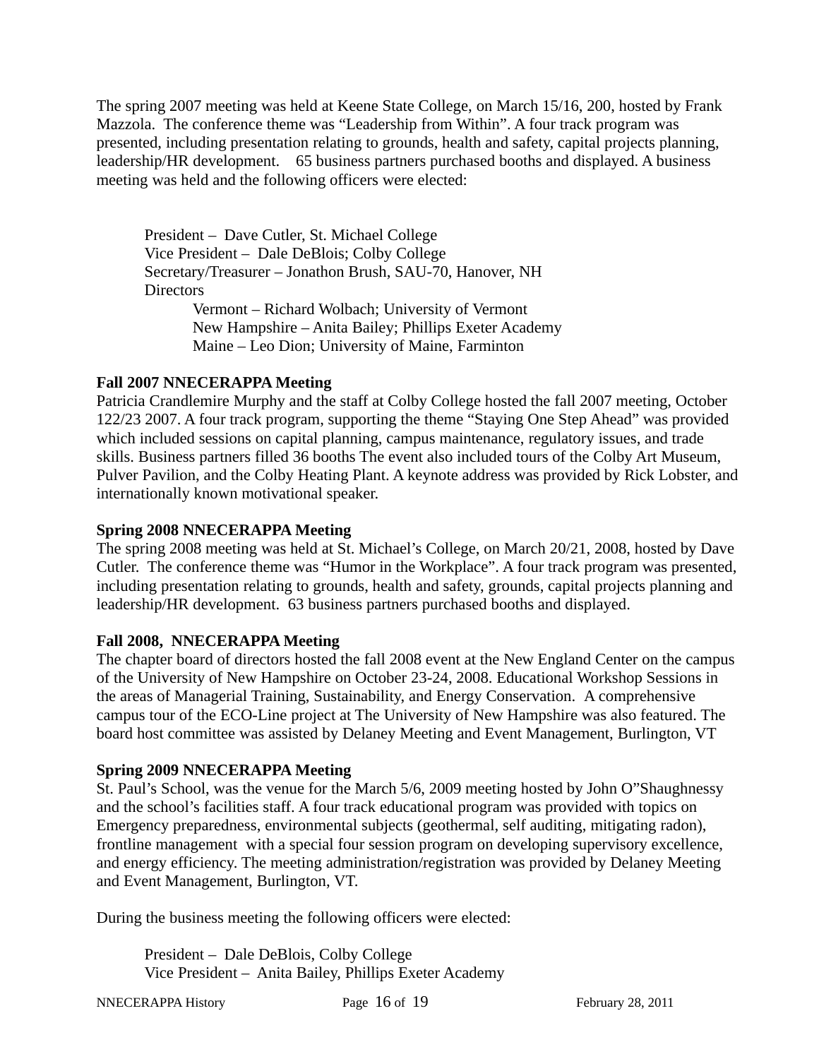The spring 2007 meeting was held at Keene State College, on March 15/16, 200, hosted by Frank Mazzola. The conference theme was "Leadership from Within". A four track program was presented, including presentation relating to grounds, health and safety, capital projects planning, leadership/HR development. 65 business partners purchased booths and displayed. A business meeting was held and the following officers were elected:

President – Dave Cutler, St. Michael College
Vice President – Dale DeBlois; Colby College
Secretary/Treasurer – Jonathon Brush, SAU-70, Hanover, NH
Directors
- Vermont – Richard Wolbach; University of Vermont
- New Hampshire – Anita Bailey; Phillips Exeter Academy
- Maine – Leo Dion; University of Maine, Farminton

**Fall 2007 NNECERAPPA Meeting**
Patricia Crandlemire Murphy and the staff at Colby College hosted the fall 2007 meeting, October 122/23 2007. A four track program, supporting the theme "Staying One Step Ahead" was provided which included sessions on capital planning, campus maintenance, regulatory issues, and trade skills. Business partners filled 36 booths The event also included tours of the Colby Art Museum, Pulver Pavilion, and the Colby Heating Plant. A keynote address was provided by Rick Lobster, and internationally known motivational speaker.

**Spring 2008 NNECERAPPA Meeting**
The spring 2008 meeting was held at St. Michael's College, on March 20/21, 2008, hosted by Dave Cutler. The conference theme was "Humor in the Workplace". A four track program was presented, including presentation relating to grounds, health and safety, grounds, capital projects planning and leadership/HR development. 63 business partners purchased booths and displayed.

**Fall 2008, NNECERAPPA Meeting**
The chapter board of directors hosted the fall 2008 event at the New England Center on the campus of the University of New Hampshire on October 23-24, 2008. Educational Workshop Sessions in the areas of Managerial Training, Sustainability, and Energy Conservation. A comprehensive campus tour of the ECO-Line project at The University of New Hampshire was also featured. The board host committee was assisted by Delaney Meeting and Event Management, Burlington, VT

**Spring 2009 NNECERAPPA Meeting**
St. Paul's School, was the venue for the March 5/6, 2009 meeting hosted by John O"Shaughnessy and the school's facilities staff. A four track educational program was provided with topics on Emergency preparedness, environmental subjects (geothermal, self auditing, mitigating radon), frontline management with a special four session program on developing supervisory excellence, and energy efficiency. The meeting administration/registration was provided by Delaney Meeting and Event Management, Burlington, VT.

During the business meeting the following officers were elected:

President – Dale DeBlois, Colby College
Vice President – Anita Bailey, Phillips Exeter Academy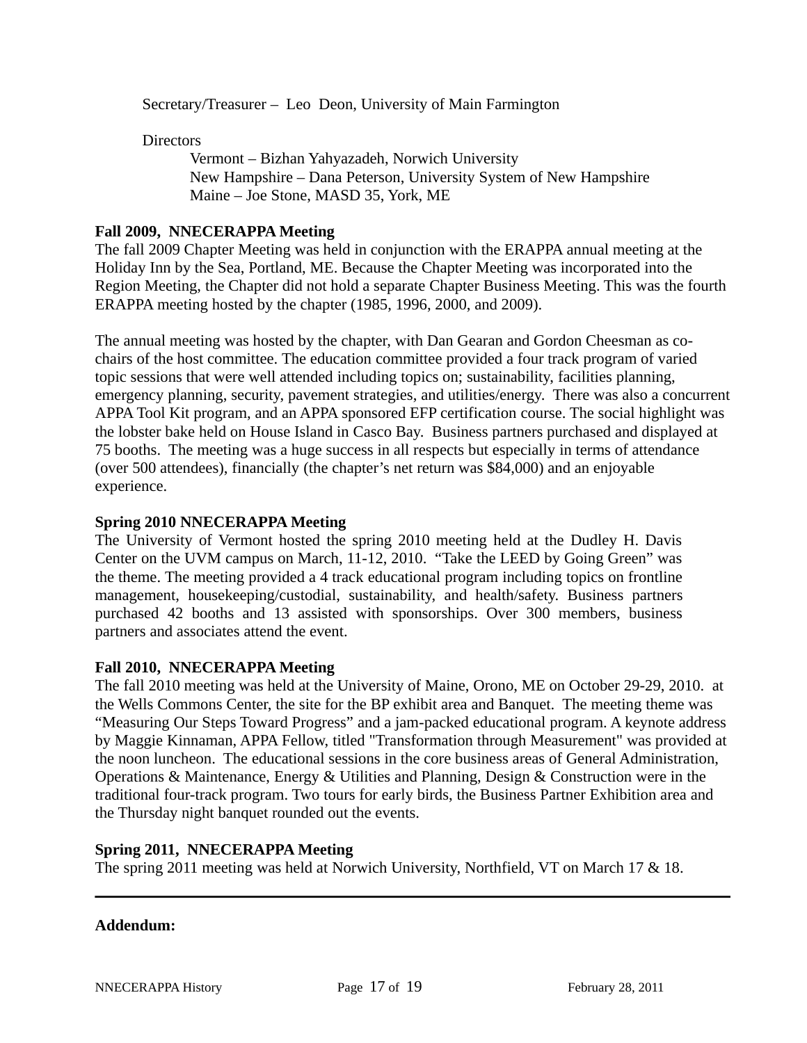Secretary/Treasurer – Leo Deon, University of Main Farmington

Directors

Vermont – Bizhan Yahyazadeh, Norwich University
New Hampshire – Dana Peterson, University System of New Hampshire
Maine – Joe Stone, MASD 35, York, ME

**Fall 2009, NNECERAPPA Meeting**

The fall 2009 Chapter Meeting was held in conjunction with the ERAPPA annual meeting at the Holiday Inn by the Sea, Portland, ME. Because the Chapter Meeting was incorporated into the Region Meeting, the Chapter did not hold a separate Chapter Business Meeting. This was the fourth ERAPPA meeting hosted by the chapter (1985, 1996, 2000, and 2009).

The annual meeting was hosted by the chapter, with Dan Gearan and Gordon Cheesman as co-chairs of the host committee. The education committee provided a four track program of varied topic sessions that were well attended including topics on; sustainability, facilities planning, emergency planning, security, pavement strategies, and utilities/energy. There was also a concurrent APPA Tool Kit program, and an APPA sponsored EFP certification course. The social highlight was the lobster bake held on House Island in Casco Bay. Business partners purchased and displayed at 75 booths. The meeting was a huge success in all respects but especially in terms of attendance (over 500 attendees), financially (the chapter's net return was $84,000) and an enjoyable experience.

**Spring 2010 NNECERAPPA Meeting**

The University of Vermont hosted the spring 2010 meeting held at the Dudley H. Davis Center on the UVM campus on March, 11-12, 2010. "Take the LEED by Going Green" was the theme. The meeting provided a 4 track educational program including topics on frontline management, housekeeping/custodial, sustainability, and health/safety. Business partners purchased 42 booths and 13 assisted with sponsorships. Over 300 members, business partners and associates attend the event.

**Fall 2010, NNECERAPPA Meeting**

The fall 2010 meeting was held at the University of Maine, Orono, ME on October 29-29, 2010. at the Wells Commons Center, the site for the BP exhibit area and Banquet. The meeting theme was "Measuring Our Steps Toward Progress" and a jam-packed educational program. A keynote address by Maggie Kinnaman, APPA Fellow, titled "Transformation through Measurement" was provided at the noon luncheon. The educational sessions in the core business areas of General Administration, Operations & Maintenance, Energy & Utilities and Planning, Design & Construction were in the traditional four-track program. Two tours for early birds, the Business Partner Exhibition area and the Thursday night banquet rounded out the events.

**Spring 2011, NNECERAPPA Meeting**

The spring 2011 meeting was held at Norwich University, Northfield, VT on March 17 & 18.

---

**Addendum:**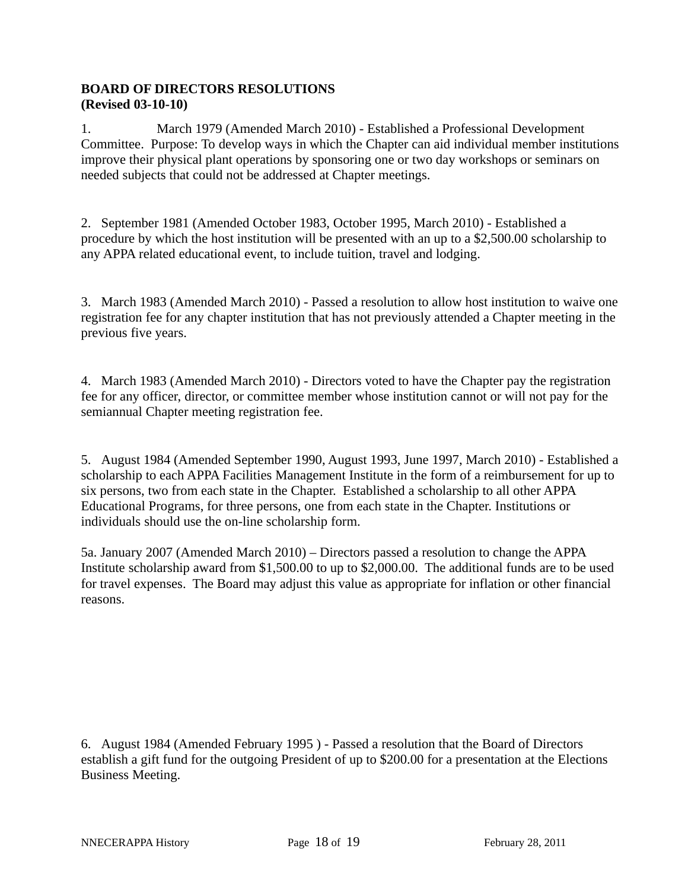**BOARD OF DIRECTORS RESOLUTIONS**
**(Revised 03-10-10)**

1. March 1979 (Amended March 2010) - Established a Professional Development Committee. Purpose: To develop ways in which the Chapter can aid individual member institutions improve their physical plant operations by sponsoring one or two day workshops or seminars on needed subjects that could not be addressed at Chapter meetings.

2. September 1981 (Amended October 1983, October 1995, March 2010) - Established a procedure by which the host institution will be presented with an up to a $2,500.00 scholarship to any APPA related educational event, to include tuition, travel and lodging.

3. March 1983 (Amended March 2010) - Passed a resolution to allow host institution to waive one registration fee for any chapter institution that has not previously attended a Chapter meeting in the previous five years.

4. March 1983 (Amended March 2010) - Directors voted to have the Chapter pay the registration fee for any officer, director, or committee member whose institution cannot or will not pay for the semiannual Chapter meeting registration fee.

5. August 1984 (Amended September 1990, August 1993, June 1997, March 2010) - Established a scholarship to each APPA Facilities Management Institute in the form of a reimbursement for up to six persons, two from each state in the Chapter. Established a scholarship to all other APPA Educational Programs, for three persons, one from each state in the Chapter. Institutions or individuals should use the on-line scholarship form.

5a. January 2007 (Amended March 2010) – Directors passed a resolution to change the APPA Institute scholarship award from $1,500.00 to up to $2,000.00. The additional funds are to be used for travel expenses. The Board may adjust this value as appropriate for inflation or other financial reasons.

6. August 1984 (Amended February 1995 ) - Passed a resolution that the Board of Directors establish a gift fund for the outgoing President of up to $200.00 for a presentation at the Elections Business Meeting.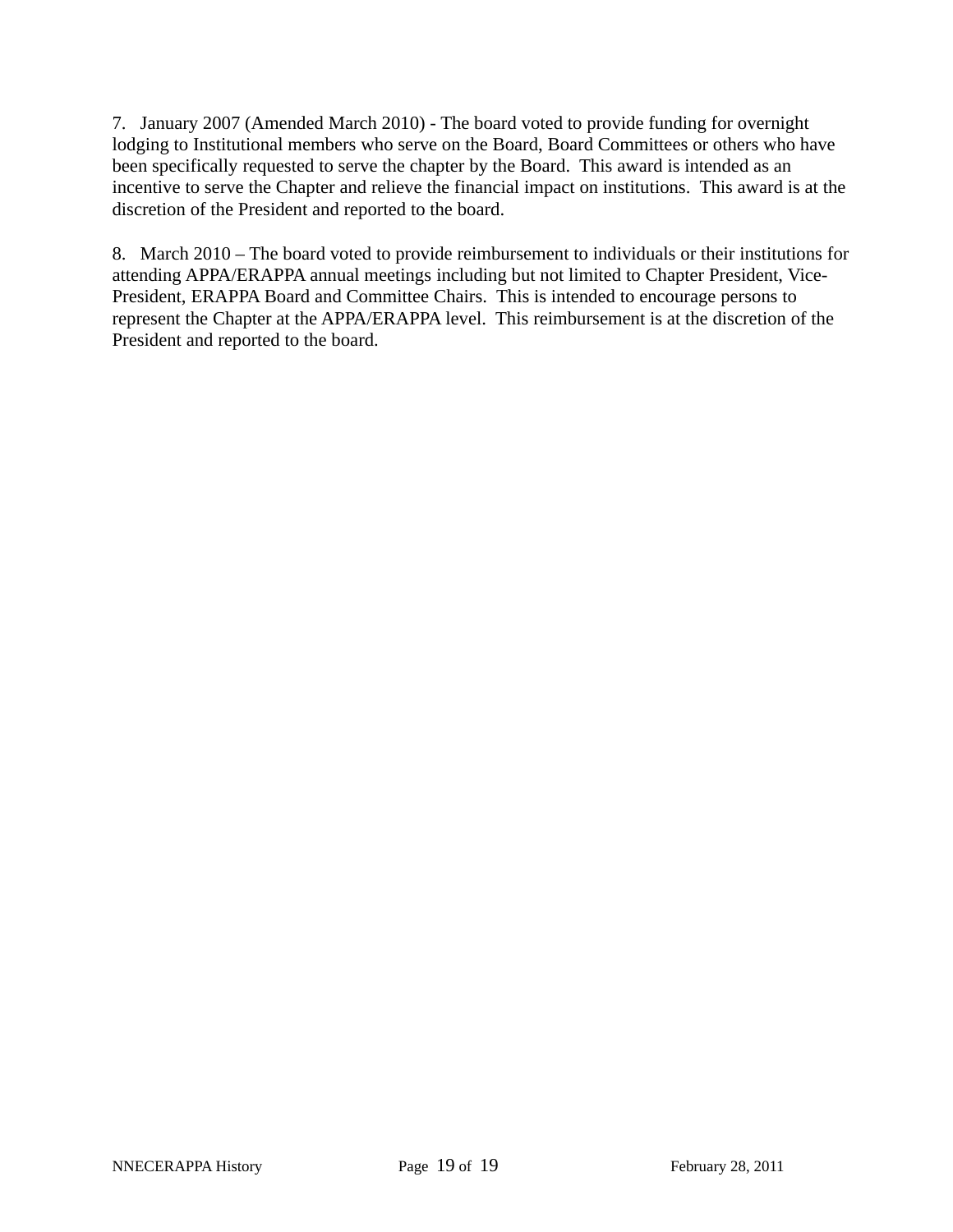7. January 2007 (Amended March 2010) - The board voted to provide funding for overnight lodging to Institutional members who serve on the Board, Board Committees or others who have been specifically requested to serve the chapter by the Board. This award is intended as an incentive to serve the Chapter and relieve the financial impact on institutions. This award is at the discretion of the President and reported to the board.

8. March 2010 – The board voted to provide reimbursement to individuals or their institutions for attending APPA/ERAPPA annual meetings including but not limited to Chapter President, Vice-President, ERAPPA Board and Committee Chairs. This is intended to encourage persons to represent the Chapter at the APPA/ERAPPA level. This reimbursement is at the discretion of the President and reported to the board.